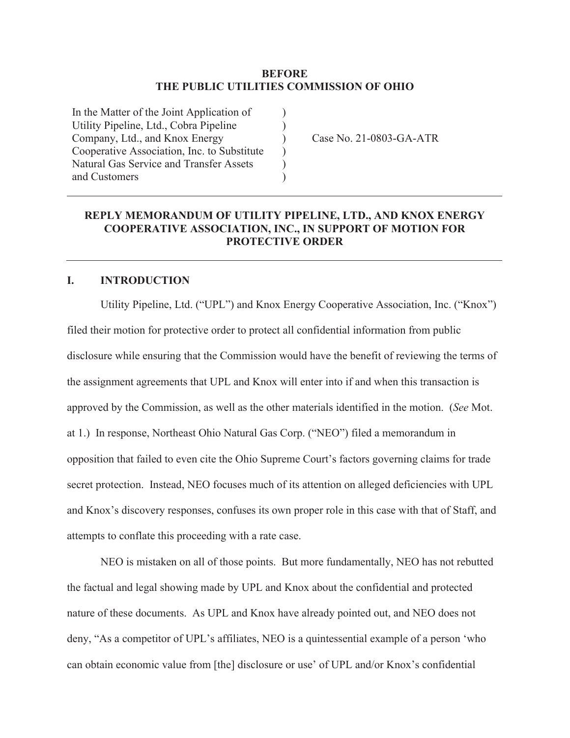**BEFORE**
**THE PUBLIC UTILITIES COMMISSION OF OHIO**

| | | |
|---|---|---|
| In the Matter of the Joint Application of Utility Pipeline, Ltd., Cobra Pipeline Company, Ltd., and Knox Energy Cooperative Association, Inc. to Substitute Natural Gas Service and Transfer Assets and Customers | ) ) ) ) ) ) | Case No. 21-0803-GA-ATR |

---

## REPLY MEMORANDUM OF UTILITY PIPELINE, LTD., AND KNOX ENERGY COOPERATIVE ASSOCIATION, INC., IN SUPPORT OF MOTION FOR PROTECTIVE ORDER

---

### I. INTRODUCTION

Utility Pipeline, Ltd. ("UPL") and Knox Energy Cooperative Association, Inc. ("Knox") filed their motion for protective order to protect all confidential information from public disclosure while ensuring that the Commission would have the benefit of reviewing the terms of the assignment agreements that UPL and Knox will enter into if and when this transaction is approved by the Commission, as well as the other materials identified in the motion. (*See* Mot. at 1.) In response, Northeast Ohio Natural Gas Corp. ("NEO") filed a memorandum in opposition that failed to even cite the Ohio Supreme Court's factors governing claims for trade secret protection. Instead, NEO focuses much of its attention on alleged deficiencies with UPL and Knox's discovery responses, confuses its own proper role in this case with that of Staff, and attempts to conflate this proceeding with a rate case.

NEO is mistaken on all of those points. But more fundamentally, NEO has not rebutted the factual and legal showing made by UPL and Knox about the confidential and protected nature of these documents. As UPL and Knox have already pointed out, and NEO does not deny, "As a competitor of UPL's affiliates, NEO is a quintessential example of a person 'who can obtain economic value from [the] disclosure or use' of UPL and/or Knox's confidential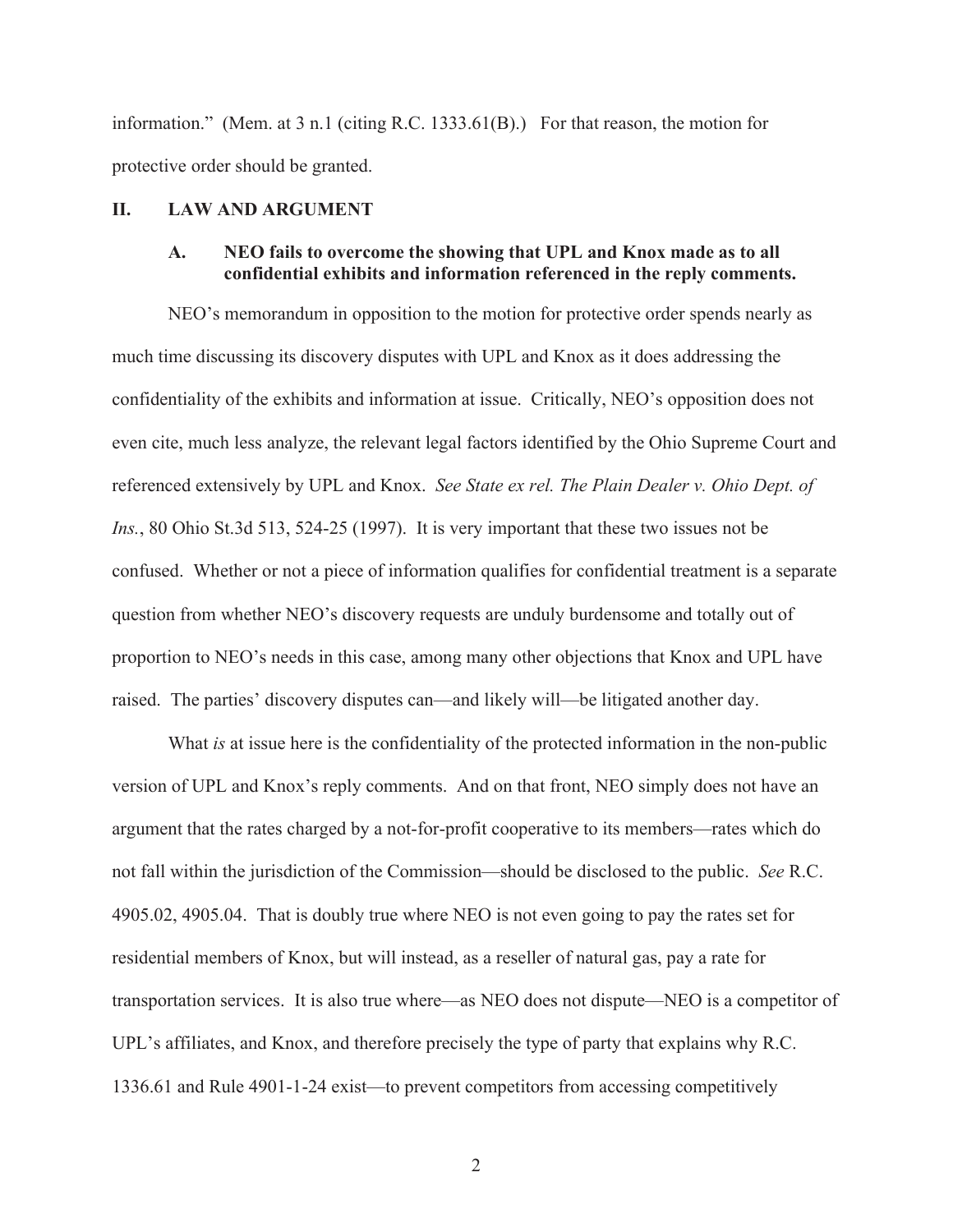information." (Mem. at 3 n.1 (citing R.C. 1333.61(B).) For that reason, the motion for protective order should be granted.

## II. LAW AND ARGUMENT

### A. NEO fails to overcome the showing that UPL and Knox made as to all confidential exhibits and information referenced in the reply comments.

NEO's memorandum in opposition to the motion for protective order spends nearly as much time discussing its discovery disputes with UPL and Knox as it does addressing the confidentiality of the exhibits and information at issue. Critically, NEO's opposition does not even cite, much less analyze, the relevant legal factors identified by the Ohio Supreme Court and referenced extensively by UPL and Knox. *See State ex rel. The Plain Dealer v. Ohio Dept. of Ins.*, 80 Ohio St.3d 513, 524-25 (1997). It is very important that these two issues not be confused. Whether or not a piece of information qualifies for confidential treatment is a separate question from whether NEO's discovery requests are unduly burdensome and totally out of proportion to NEO's needs in this case, among many other objections that Knox and UPL have raised. The parties' discovery disputes can—and likely will—be litigated another day.

What *is* at issue here is the confidentiality of the protected information in the non-public version of UPL and Knox's reply comments. And on that front, NEO simply does not have an argument that the rates charged by a not-for-profit cooperative to its members—rates which do not fall within the jurisdiction of the Commission—should be disclosed to the public. *See* R.C. 4905.02, 4905.04. That is doubly true where NEO is not even going to pay the rates set for residential members of Knox, but will instead, as a reseller of natural gas, pay a rate for transportation services. It is also true where—as NEO does not dispute—NEO is a competitor of UPL's affiliates, and Knox, and therefore precisely the type of party that explains why R.C. 1336.61 and Rule 4901-1-24 exist—to prevent competitors from accessing competitively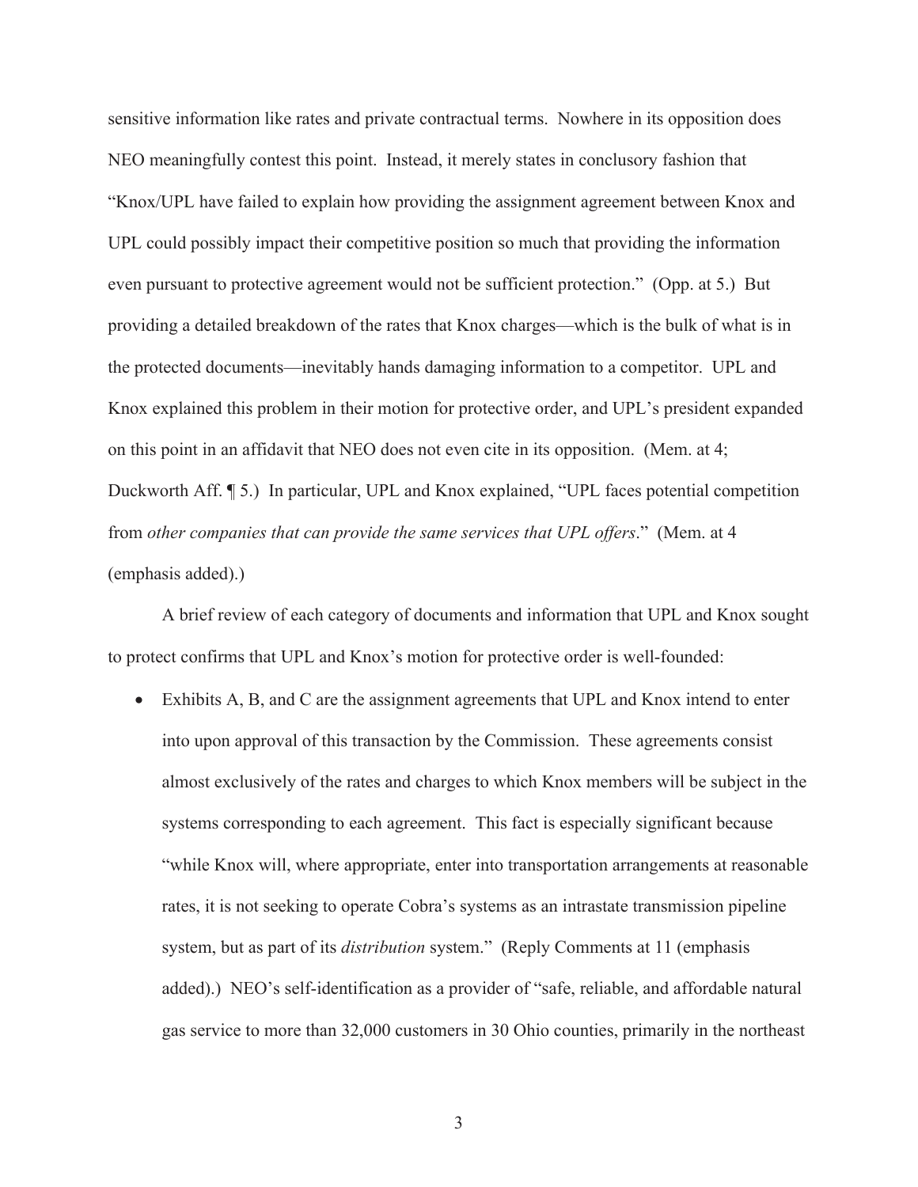sensitive information like rates and private contractual terms. Nowhere in its opposition does NEO meaningfully contest this point. Instead, it merely states in conclusory fashion that "Knox/UPL have failed to explain how providing the assignment agreement between Knox and UPL could possibly impact their competitive position so much that providing the information even pursuant to protective agreement would not be sufficient protection." (Opp. at 5.) But providing a detailed breakdown of the rates that Knox charges—which is the bulk of what is in the protected documents—inevitably hands damaging information to a competitor. UPL and Knox explained this problem in their motion for protective order, and UPL's president expanded on this point in an affidavit that NEO does not even cite in its opposition. (Mem. at 4; Duckworth Aff. ¶ 5.) In particular, UPL and Knox explained, "UPL faces potential competition from *other companies that can provide the same services that UPL offers*." (Mem. at 4 (emphasis added).)

A brief review of each category of documents and information that UPL and Knox sought to protect confirms that UPL and Knox's motion for protective order is well-founded:

- Exhibits A, B, and C are the assignment agreements that UPL and Knox intend to enter into upon approval of this transaction by the Commission. These agreements consist almost exclusively of the rates and charges to which Knox members will be subject in the systems corresponding to each agreement. This fact is especially significant because "while Knox will, where appropriate, enter into transportation arrangements at reasonable rates, it is not seeking to operate Cobra's systems as an intrastate transmission pipeline system, but as part of its *distribution* system." (Reply Comments at 11 (emphasis added).) NEO's self-identification as a provider of "safe, reliable, and affordable natural gas service to more than 32,000 customers in 30 Ohio counties, primarily in the northeast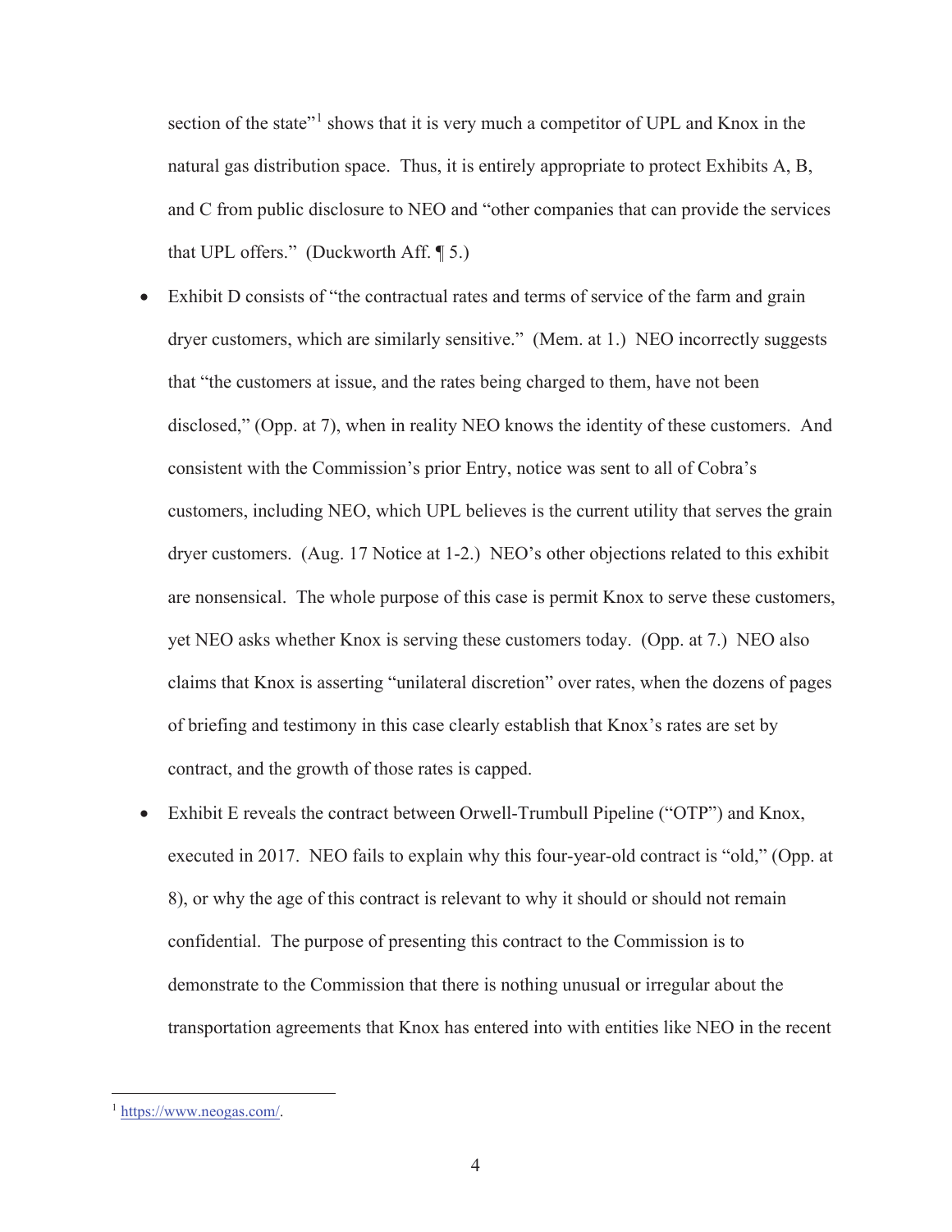section of the state"[1] shows that it is very much a competitor of UPL and Knox in the natural gas distribution space. Thus, it is entirely appropriate to protect Exhibits A, B, and C from public disclosure to NEO and "other companies that can provide the services that UPL offers." (Duckworth Aff. ¶ 5.)

- Exhibit D consists of "the contractual rates and terms of service of the farm and grain dryer customers, which are similarly sensitive." (Mem. at 1.) NEO incorrectly suggests that "the customers at issue, and the rates being charged to them, have not been disclosed," (Opp. at 7), when in reality NEO knows the identity of these customers. And consistent with the Commission's prior Entry, notice was sent to all of Cobra's customers, including NEO, which UPL believes is the current utility that serves the grain dryer customers. (Aug. 17 Notice at 1-2.) NEO's other objections related to this exhibit are nonsensical. The whole purpose of this case is permit Knox to serve these customers, yet NEO asks whether Knox is serving these customers today. (Opp. at 7.) NEO also claims that Knox is asserting "unilateral discretion" over rates, when the dozens of pages of briefing and testimony in this case clearly establish that Knox's rates are set by contract, and the growth of those rates is capped.
- Exhibit E reveals the contract between Orwell-Trumbull Pipeline ("OTP") and Knox, executed in 2017. NEO fails to explain why this four-year-old contract is "old," (Opp. at 8), or why the age of this contract is relevant to why it should or should not remain confidential. The purpose of presenting this contract to the Commission is to demonstrate to the Commission that there is nothing unusual or irregular about the transportation agreements that Knox has entered into with entities like NEO in the recent

[1] https://www.neogas.com/.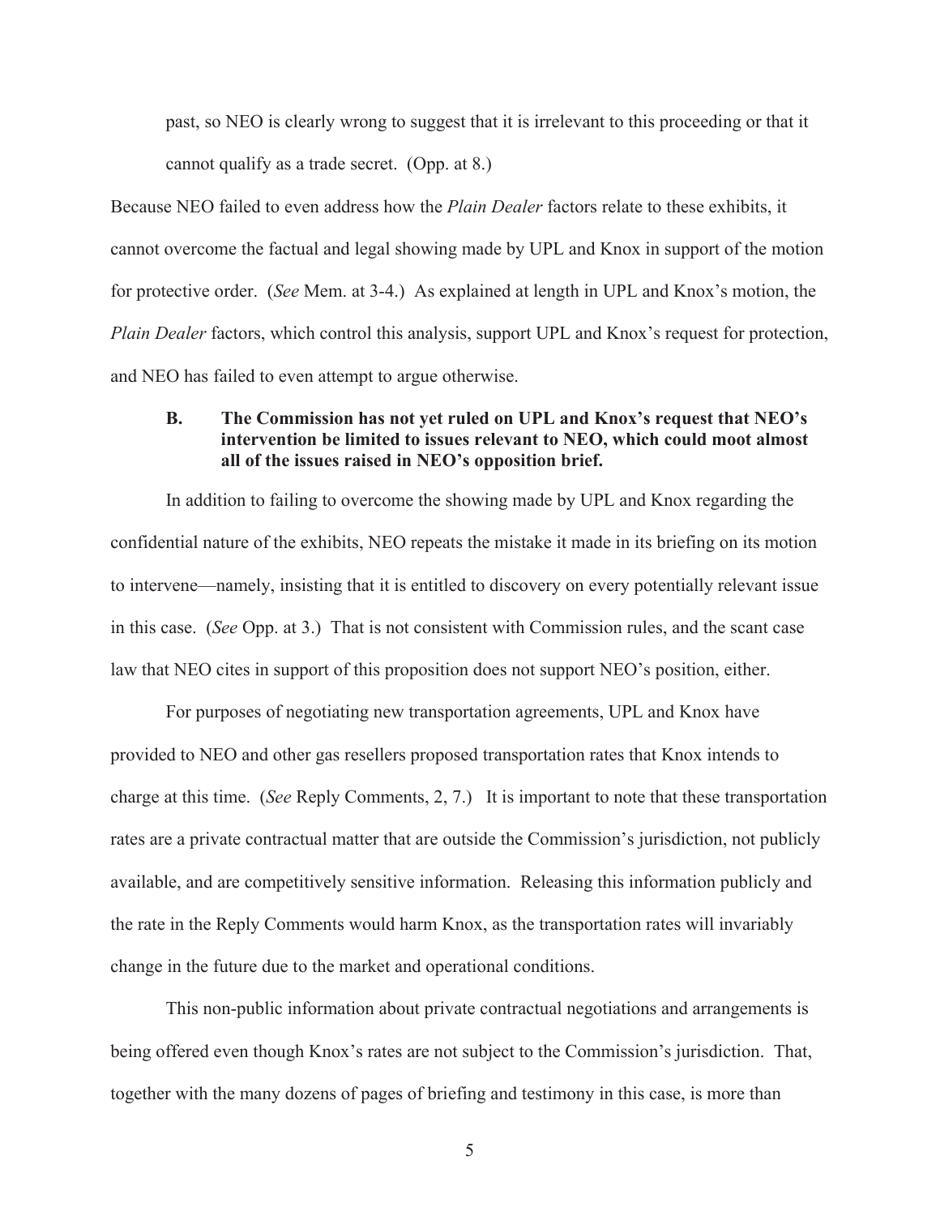past, so NEO is clearly wrong to suggest that it is irrelevant to this proceeding or that it cannot qualify as a trade secret. (Opp. at 8.)

Because NEO failed to even address how the *Plain Dealer* factors relate to these exhibits, it cannot overcome the factual and legal showing made by UPL and Knox in support of the motion for protective order. (*See* Mem. at 3-4.) As explained at length in UPL and Knox's motion, the *Plain Dealer* factors, which control this analysis, support UPL and Knox's request for protection, and NEO has failed to even attempt to argue otherwise.

### B. The Commission has not yet ruled on UPL and Knox's request that NEO's intervention be limited to issues relevant to NEO, which could moot almost all of the issues raised in NEO's opposition brief.

In addition to failing to overcome the showing made by UPL and Knox regarding the confidential nature of the exhibits, NEO repeats the mistake it made in its briefing on its motion to intervene—namely, insisting that it is entitled to discovery on every potentially relevant issue in this case. (*See* Opp. at 3.) That is not consistent with Commission rules, and the scant case law that NEO cites in support of this proposition does not support NEO's position, either.

For purposes of negotiating new transportation agreements, UPL and Knox have provided to NEO and other gas resellers proposed transportation rates that Knox intends to charge at this time. (*See* Reply Comments, 2, 7.) It is important to note that these transportation rates are a private contractual matter that are outside the Commission's jurisdiction, not publicly available, and are competitively sensitive information. Releasing this information publicly and the rate in the Reply Comments would harm Knox, as the transportation rates will invariably change in the future due to the market and operational conditions.

This non-public information about private contractual negotiations and arrangements is being offered even though Knox's rates are not subject to the Commission's jurisdiction. That, together with the many dozens of pages of briefing and testimony in this case, is more than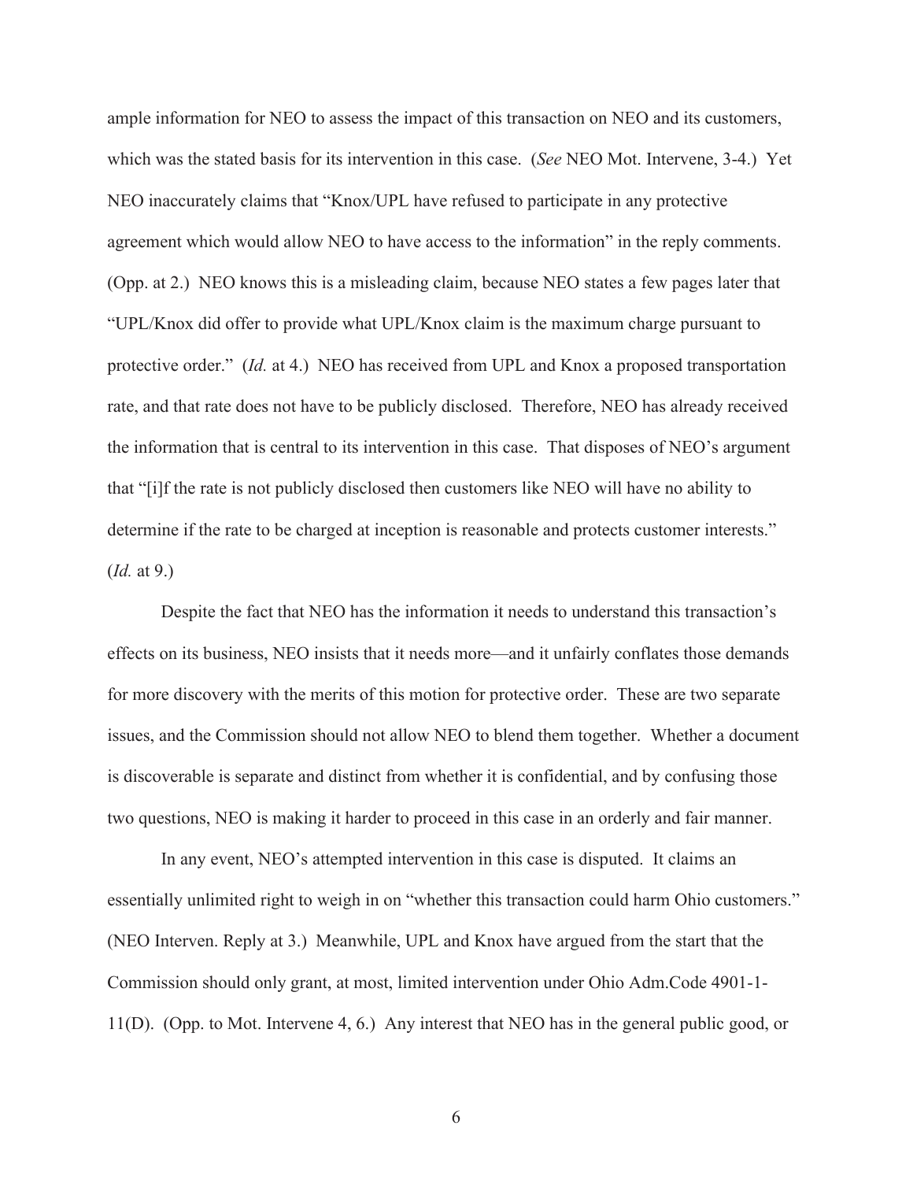ample information for NEO to assess the impact of this transaction on NEO and its customers, which was the stated basis for its intervention in this case. (*See* NEO Mot. Intervene, 3-4.) Yet NEO inaccurately claims that "Knox/UPL have refused to participate in any protective agreement which would allow NEO to have access to the information" in the reply comments. (Opp. at 2.) NEO knows this is a misleading claim, because NEO states a few pages later that "UPL/Knox did offer to provide what UPL/Knox claim is the maximum charge pursuant to protective order." (*Id.* at 4.) NEO has received from UPL and Knox a proposed transportation rate, and that rate does not have to be publicly disclosed. Therefore, NEO has already received the information that is central to its intervention in this case. That disposes of NEO's argument that "[i]f the rate is not publicly disclosed then customers like NEO will have no ability to determine if the rate to be charged at inception is reasonable and protects customer interests." (*Id.* at 9.)

Despite the fact that NEO has the information it needs to understand this transaction's effects on its business, NEO insists that it needs more—and it unfairly conflates those demands for more discovery with the merits of this motion for protective order. These are two separate issues, and the Commission should not allow NEO to blend them together. Whether a document is discoverable is separate and distinct from whether it is confidential, and by confusing those two questions, NEO is making it harder to proceed in this case in an orderly and fair manner.

In any event, NEO's attempted intervention in this case is disputed. It claims an essentially unlimited right to weigh in on "whether this transaction could harm Ohio customers." (NEO Interven. Reply at 3.) Meanwhile, UPL and Knox have argued from the start that the Commission should only grant, at most, limited intervention under Ohio Adm.Code 4901-1-11(D). (Opp. to Mot. Intervene 4, 6.) Any interest that NEO has in the general public good, or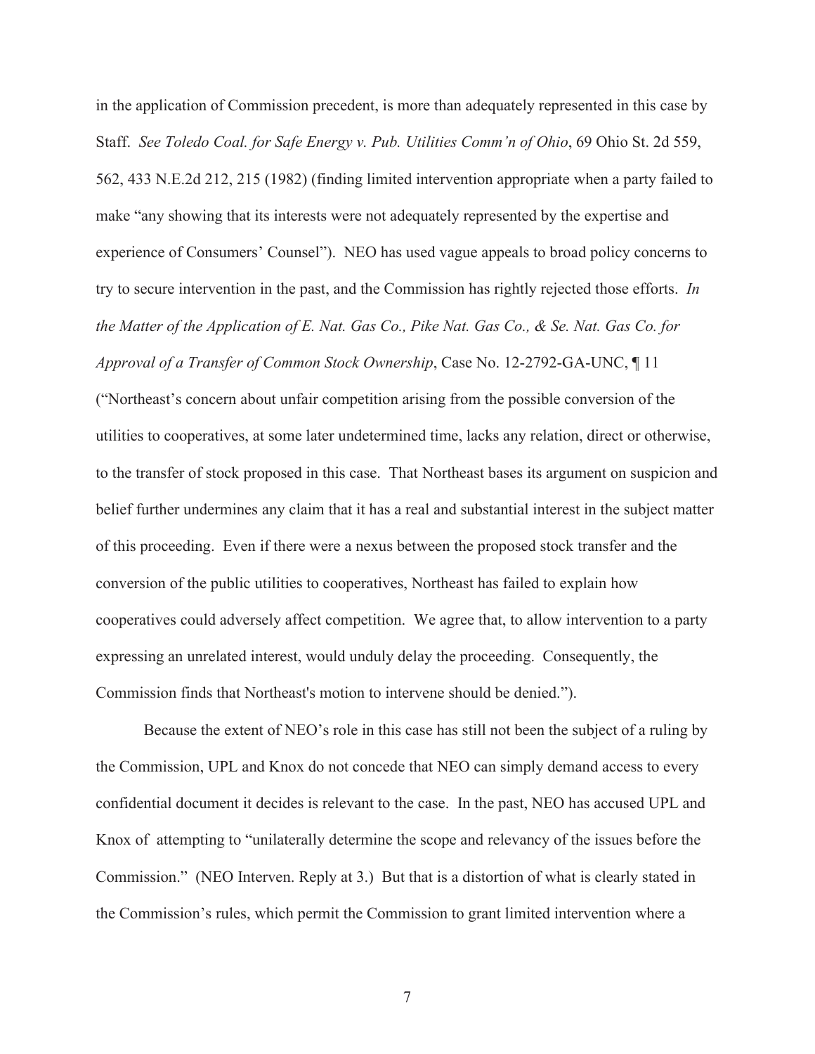in the application of Commission precedent, is more than adequately represented in this case by Staff. *See Toledo Coal. for Safe Energy v. Pub. Utilities Comm'n of Ohio*, 69 Ohio St. 2d 559, 562, 433 N.E.2d 212, 215 (1982) (finding limited intervention appropriate when a party failed to make "any showing that its interests were not adequately represented by the expertise and experience of Consumers' Counsel"). NEO has used vague appeals to broad policy concerns to try to secure intervention in the past, and the Commission has rightly rejected those efforts. *In the Matter of the Application of E. Nat. Gas Co., Pike Nat. Gas Co., & Se. Nat. Gas Co. for Approval of a Transfer of Common Stock Ownership*, Case No. 12-2792-GA-UNC, ¶ 11 ("Northeast's concern about unfair competition arising from the possible conversion of the utilities to cooperatives, at some later undetermined time, lacks any relation, direct or otherwise, to the transfer of stock proposed in this case. That Northeast bases its argument on suspicion and belief further undermines any claim that it has a real and substantial interest in the subject matter of this proceeding. Even if there were a nexus between the proposed stock transfer and the conversion of the public utilities to cooperatives, Northeast has failed to explain how cooperatives could adversely affect competition. We agree that, to allow intervention to a party expressing an unrelated interest, would unduly delay the proceeding. Consequently, the Commission finds that Northeast's motion to intervene should be denied.").

Because the extent of NEO's role in this case has still not been the subject of a ruling by the Commission, UPL and Knox do not concede that NEO can simply demand access to every confidential document it decides is relevant to the case. In the past, NEO has accused UPL and Knox of attempting to "unilaterally determine the scope and relevancy of the issues before the Commission." (NEO Interven. Reply at 3.) But that is a distortion of what is clearly stated in the Commission's rules, which permit the Commission to grant limited intervention where a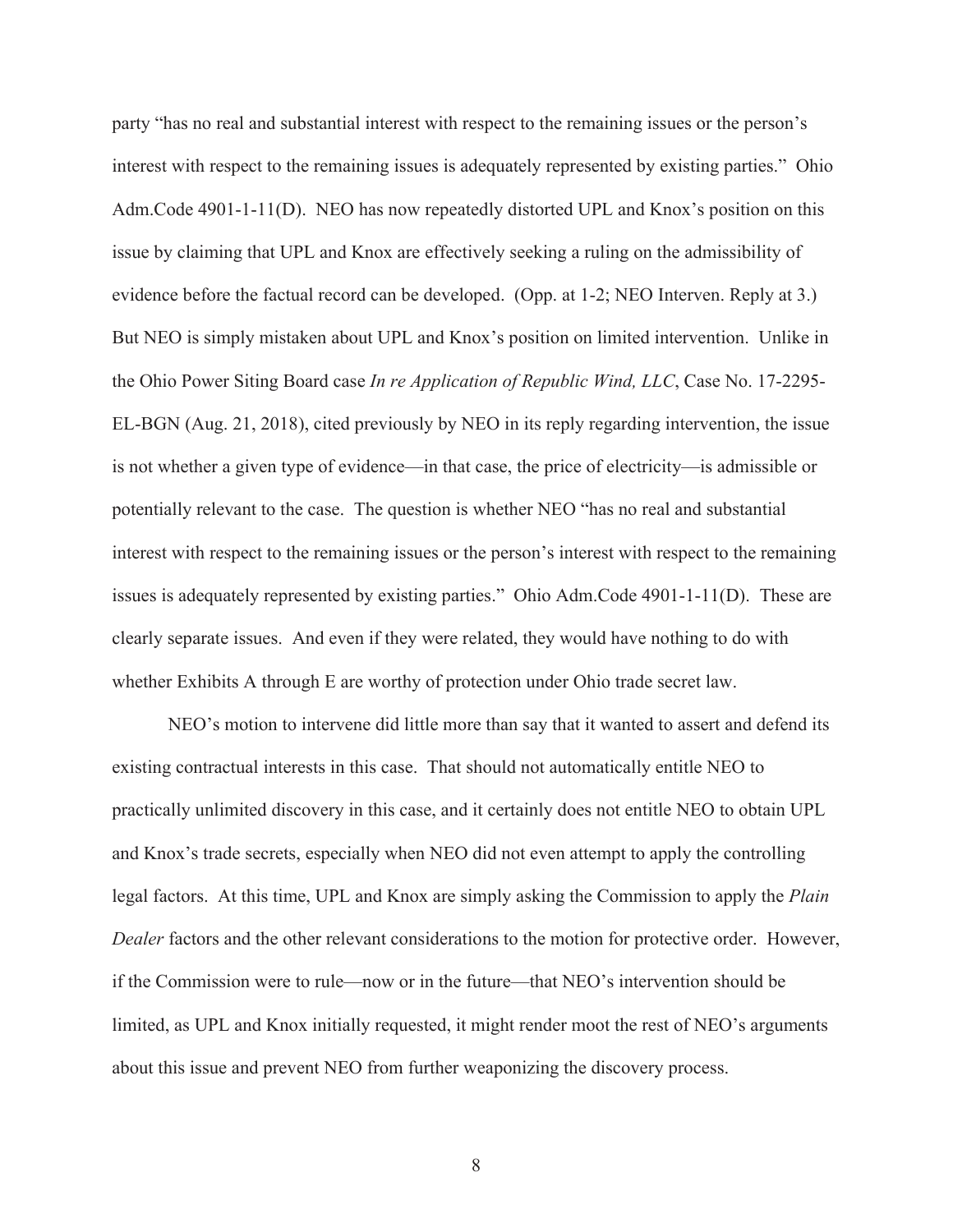party "has no real and substantial interest with respect to the remaining issues or the person's interest with respect to the remaining issues is adequately represented by existing parties." Ohio Adm.Code 4901-1-11(D). NEO has now repeatedly distorted UPL and Knox's position on this issue by claiming that UPL and Knox are effectively seeking a ruling on the admissibility of evidence before the factual record can be developed. (Opp. at 1-2; NEO Interven. Reply at 3.) But NEO is simply mistaken about UPL and Knox's position on limited intervention. Unlike in the Ohio Power Siting Board case *In re Application of Republic Wind, LLC*, Case No. 17-2295-EL-BGN (Aug. 21, 2018), cited previously by NEO in its reply regarding intervention, the issue is not whether a given type of evidence—in that case, the price of electricity—is admissible or potentially relevant to the case. The question is whether NEO "has no real and substantial interest with respect to the remaining issues or the person's interest with respect to the remaining issues is adequately represented by existing parties." Ohio Adm.Code 4901-1-11(D). These are clearly separate issues. And even if they were related, they would have nothing to do with whether Exhibits A through E are worthy of protection under Ohio trade secret law.

NEO's motion to intervene did little more than say that it wanted to assert and defend its existing contractual interests in this case. That should not automatically entitle NEO to practically unlimited discovery in this case, and it certainly does not entitle NEO to obtain UPL and Knox's trade secrets, especially when NEO did not even attempt to apply the controlling legal factors. At this time, UPL and Knox are simply asking the Commission to apply the *Plain Dealer* factors and the other relevant considerations to the motion for protective order. However, if the Commission were to rule—now or in the future—that NEO's intervention should be limited, as UPL and Knox initially requested, it might render moot the rest of NEO's arguments about this issue and prevent NEO from further weaponizing the discovery process.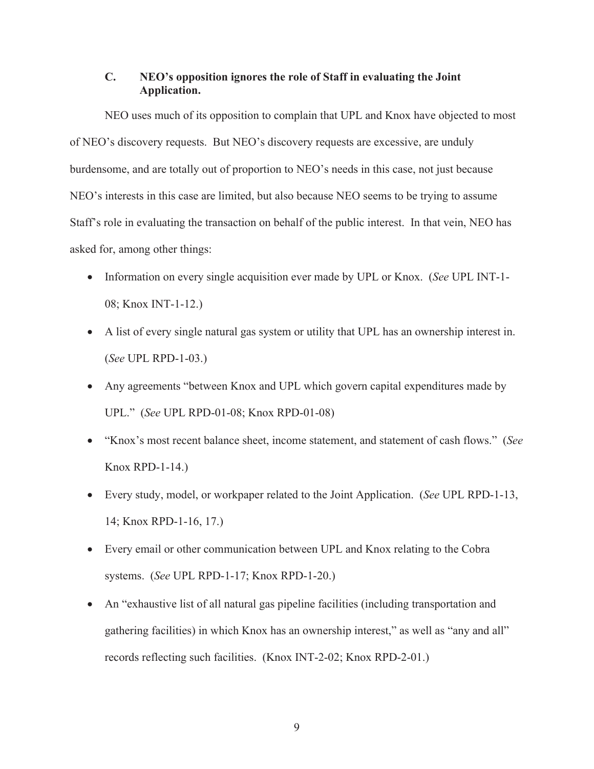### C. NEO's opposition ignores the role of Staff in evaluating the Joint Application.

NEO uses much of its opposition to complain that UPL and Knox have objected to most of NEO's discovery requests. But NEO's discovery requests are excessive, are unduly burdensome, and are totally out of proportion to NEO's needs in this case, not just because NEO's interests in this case are limited, but also because NEO seems to be trying to assume Staff's role in evaluating the transaction on behalf of the public interest. In that vein, NEO has asked for, among other things:

- Information on every single acquisition ever made by UPL or Knox. (*See* UPL INT-1-08; Knox INT-1-12.)
- A list of every single natural gas system or utility that UPL has an ownership interest in. (*See* UPL RPD-1-03.)
- Any agreements "between Knox and UPL which govern capital expenditures made by UPL." (*See* UPL RPD-01-08; Knox RPD-01-08)
- "Knox's most recent balance sheet, income statement, and statement of cash flows." (*See* Knox RPD-1-14.)
- Every study, model, or workpaper related to the Joint Application. (*See* UPL RPD-1-13, 14; Knox RPD-1-16, 17.)
- Every email or other communication between UPL and Knox relating to the Cobra systems. (*See* UPL RPD-1-17; Knox RPD-1-20.)
- An "exhaustive list of all natural gas pipeline facilities (including transportation and gathering facilities) in which Knox has an ownership interest," as well as "any and all" records reflecting such facilities. (Knox INT-2-02; Knox RPD-2-01.)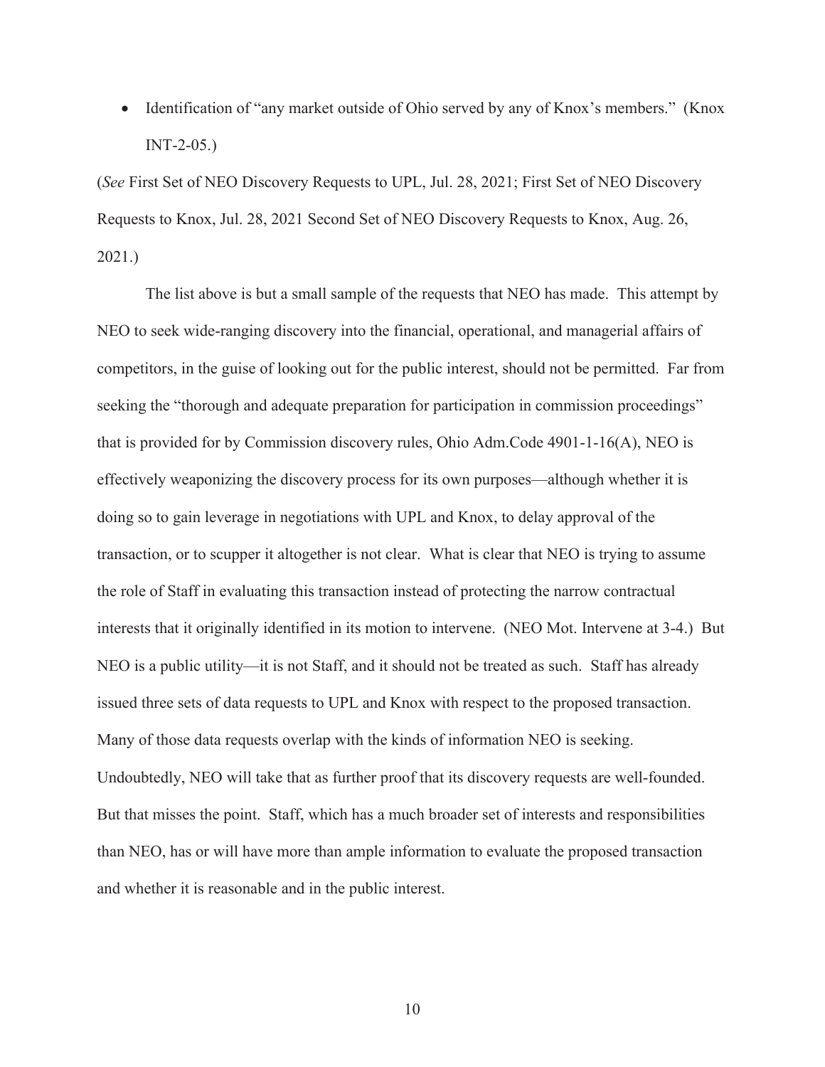- Identification of "any market outside of Ohio served by any of Knox's members." (Knox INT-2-05.)

(*See* First Set of NEO Discovery Requests to UPL, Jul. 28, 2021; First Set of NEO Discovery Requests to Knox, Jul. 28, 2021 Second Set of NEO Discovery Requests to Knox, Aug. 26, 2021.)

The list above is but a small sample of the requests that NEO has made. This attempt by NEO to seek wide-ranging discovery into the financial, operational, and managerial affairs of competitors, in the guise of looking out for the public interest, should not be permitted. Far from seeking the "thorough and adequate preparation for participation in commission proceedings" that is provided for by Commission discovery rules, Ohio Adm.Code 4901-1-16(A), NEO is effectively weaponizing the discovery process for its own purposes—although whether it is doing so to gain leverage in negotiations with UPL and Knox, to delay approval of the transaction, or to scupper it altogether is not clear. What is clear that NEO is trying to assume the role of Staff in evaluating this transaction instead of protecting the narrow contractual interests that it originally identified in its motion to intervene. (NEO Mot. Intervene at 3-4.) But NEO is a public utility—it is not Staff, and it should not be treated as such. Staff has already issued three sets of data requests to UPL and Knox with respect to the proposed transaction. Many of those data requests overlap with the kinds of information NEO is seeking. Undoubtedly, NEO will take that as further proof that its discovery requests are well-founded. But that misses the point. Staff, which has a much broader set of interests and responsibilities than NEO, has or will have more than ample information to evaluate the proposed transaction and whether it is reasonable and in the public interest.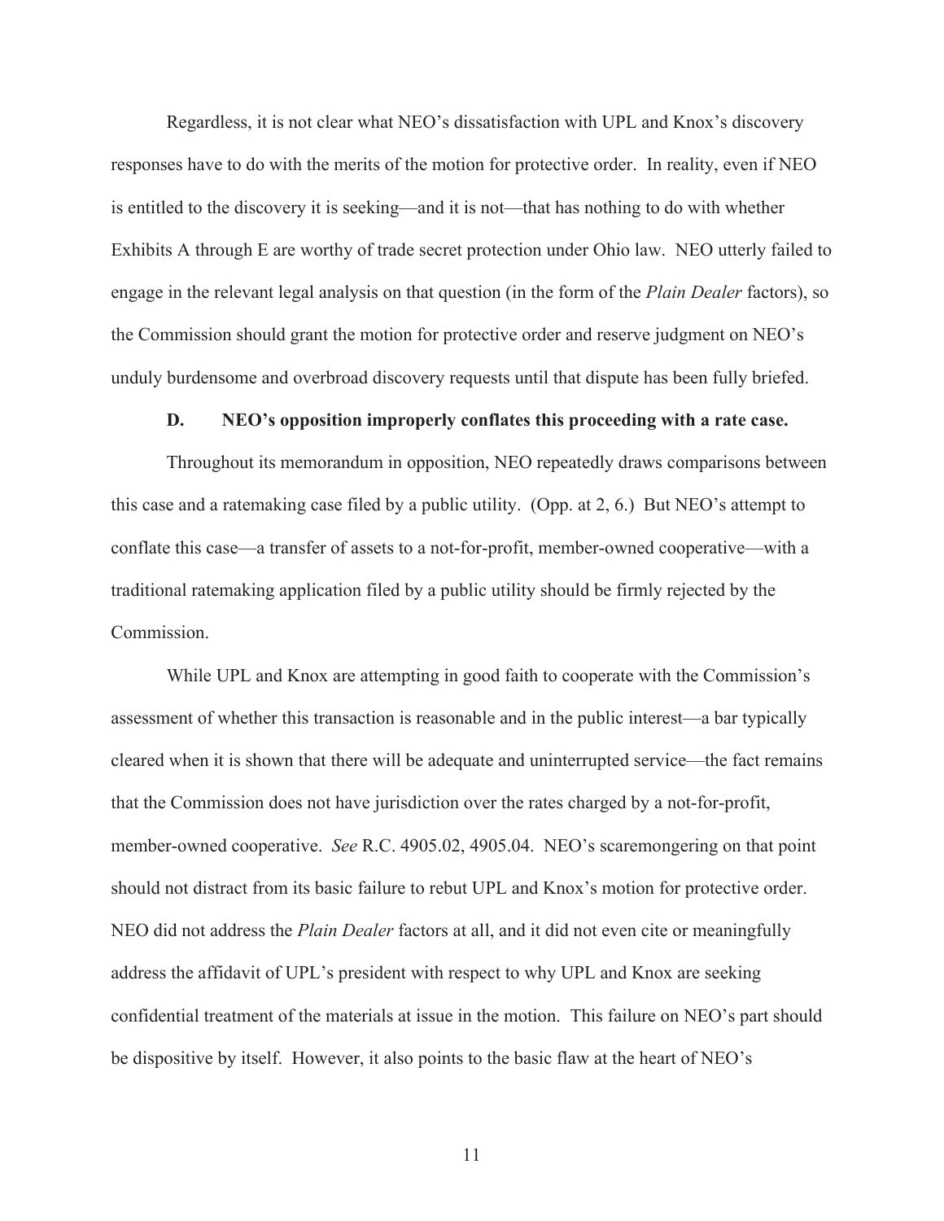Regardless, it is not clear what NEO's dissatisfaction with UPL and Knox's discovery responses have to do with the merits of the motion for protective order. In reality, even if NEO is entitled to the discovery it is seeking—and it is not—that has nothing to do with whether Exhibits A through E are worthy of trade secret protection under Ohio law. NEO utterly failed to engage in the relevant legal analysis on that question (in the form of the *Plain Dealer* factors), so the Commission should grant the motion for protective order and reserve judgment on NEO's unduly burdensome and overbroad discovery requests until that dispute has been fully briefed.

### D. NEO's opposition improperly conflates this proceeding with a rate case.

Throughout its memorandum in opposition, NEO repeatedly draws comparisons between this case and a ratemaking case filed by a public utility. (Opp. at 2, 6.) But NEO's attempt to conflate this case—a transfer of assets to a not-for-profit, member-owned cooperative—with a traditional ratemaking application filed by a public utility should be firmly rejected by the Commission.

While UPL and Knox are attempting in good faith to cooperate with the Commission's assessment of whether this transaction is reasonable and in the public interest—a bar typically cleared when it is shown that there will be adequate and uninterrupted service—the fact remains that the Commission does not have jurisdiction over the rates charged by a not-for-profit, member-owned cooperative. *See* R.C. 4905.02, 4905.04. NEO's scaremongering on that point should not distract from its basic failure to rebut UPL and Knox's motion for protective order. NEO did not address the *Plain Dealer* factors at all, and it did not even cite or meaningfully address the affidavit of UPL's president with respect to why UPL and Knox are seeking confidential treatment of the materials at issue in the motion. This failure on NEO's part should be dispositive by itself. However, it also points to the basic flaw at the heart of NEO's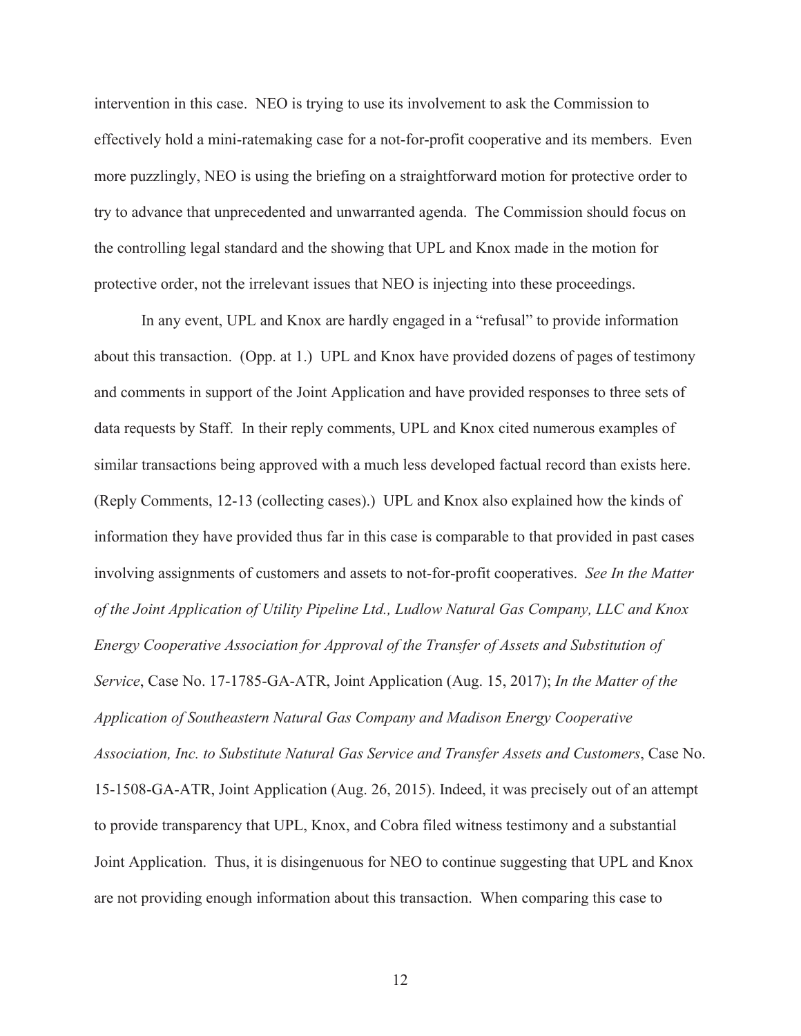intervention in this case. NEO is trying to use its involvement to ask the Commission to effectively hold a mini-ratemaking case for a not-for-profit cooperative and its members. Even more puzzlingly, NEO is using the briefing on a straightforward motion for protective order to try to advance that unprecedented and unwarranted agenda. The Commission should focus on the controlling legal standard and the showing that UPL and Knox made in the motion for protective order, not the irrelevant issues that NEO is injecting into these proceedings.

In any event, UPL and Knox are hardly engaged in a "refusal" to provide information about this transaction. (Opp. at 1.) UPL and Knox have provided dozens of pages of testimony and comments in support of the Joint Application and have provided responses to three sets of data requests by Staff. In their reply comments, UPL and Knox cited numerous examples of similar transactions being approved with a much less developed factual record than exists here. (Reply Comments, 12-13 (collecting cases).) UPL and Knox also explained how the kinds of information they have provided thus far in this case is comparable to that provided in past cases involving assignments of customers and assets to not-for-profit cooperatives. *See In the Matter of the Joint Application of Utility Pipeline Ltd., Ludlow Natural Gas Company, LLC and Knox Energy Cooperative Association for Approval of the Transfer of Assets and Substitution of Service*, Case No. 17-1785-GA-ATR, Joint Application (Aug. 15, 2017); *In the Matter of the Application of Southeastern Natural Gas Company and Madison Energy Cooperative Association, Inc. to Substitute Natural Gas Service and Transfer Assets and Customers*, Case No. 15-1508-GA-ATR, Joint Application (Aug. 26, 2015). Indeed, it was precisely out of an attempt to provide transparency that UPL, Knox, and Cobra filed witness testimony and a substantial Joint Application. Thus, it is disingenuous for NEO to continue suggesting that UPL and Knox are not providing enough information about this transaction. When comparing this case to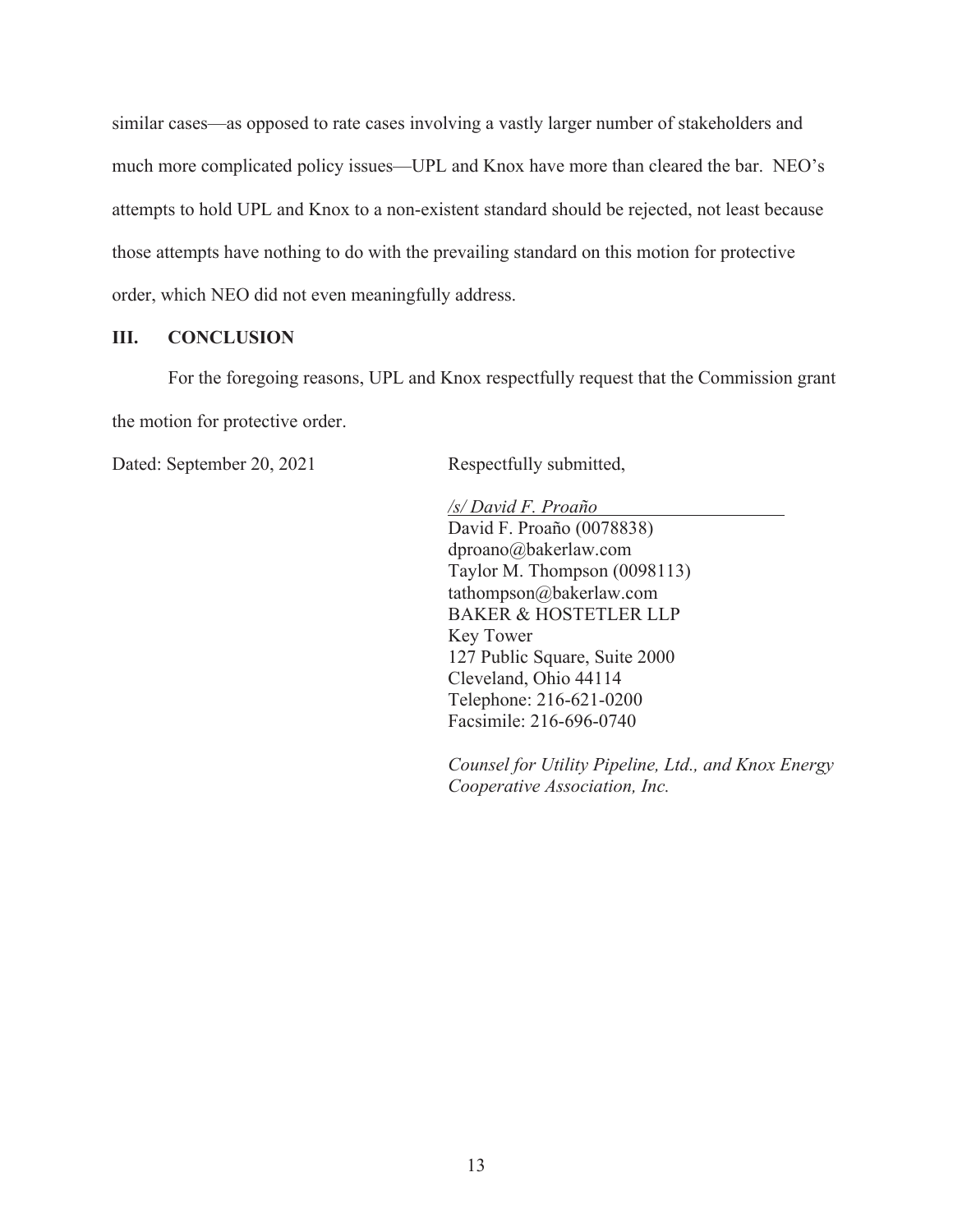similar cases—as opposed to rate cases involving a vastly larger number of stakeholders and much more complicated policy issues—UPL and Knox have more than cleared the bar. NEO's attempts to hold UPL and Knox to a non-existent standard should be rejected, not least because those attempts have nothing to do with the prevailing standard on this motion for protective order, which NEO did not even meaningfully address.

## III. CONCLUSION

For the foregoing reasons, UPL and Knox respectfully request that the Commission grant the motion for protective order.

Dated: September 20, 2021

Respectfully submitted,

*/s/ David F. Proaño*
David F. Proaño (0078838)
dproano@bakerlaw.com
Taylor M. Thompson (0098113)
tathompson@bakerlaw.com
BAKER & HOSTETLER LLP
Key Tower
127 Public Square, Suite 2000
Cleveland, Ohio 44114
Telephone: 216-621-0200
Facsimile: 216-696-0740

*Counsel for Utility Pipeline, Ltd., and Knox Energy Cooperative Association, Inc.*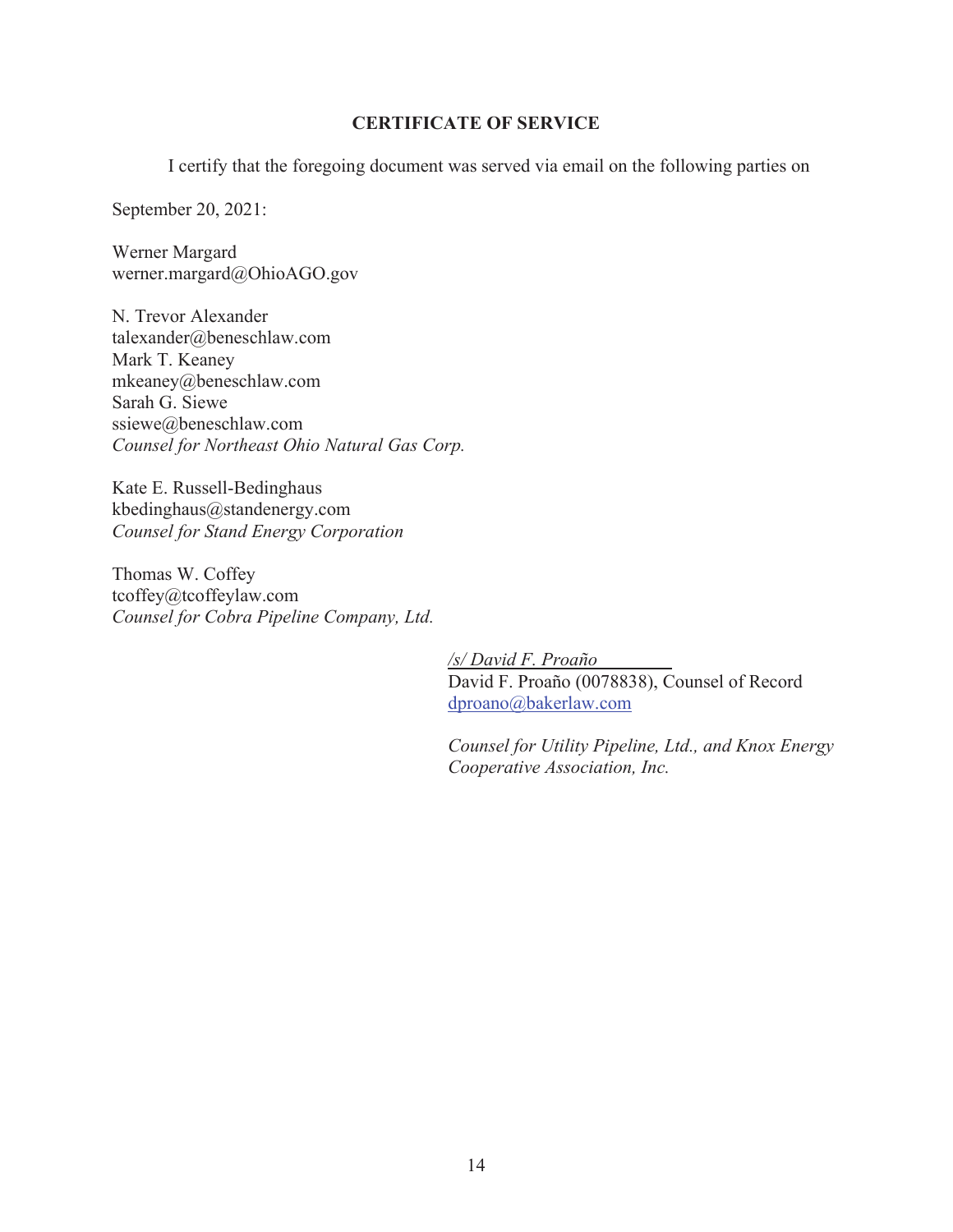## CERTIFICATE OF SERVICE

I certify that the foregoing document was served via email on the following parties on September 20, 2021:

Werner Margard
werner.margard@OhioAGO.gov

N. Trevor Alexander
talexander@beneschlaw.com
Mark T. Keaney
mkeaney@beneschlaw.com
Sarah G. Siewe
ssiewe@beneschlaw.com
*Counsel for Northeast Ohio Natural Gas Corp.*

Kate E. Russell-Bedinghaus
kbedinghaus@standenergy.com
*Counsel for Stand Energy Corporation*

Thomas W. Coffey
tcoffey@tcoffeylaw.com
*Counsel for Cobra Pipeline Company, Ltd.*

*/s/ David F. Proaño*
David F. Proaño (0078838), Counsel of Record
dproano@bakerlaw.com

*Counsel for Utility Pipeline, Ltd., and Knox Energy Cooperative Association, Inc.*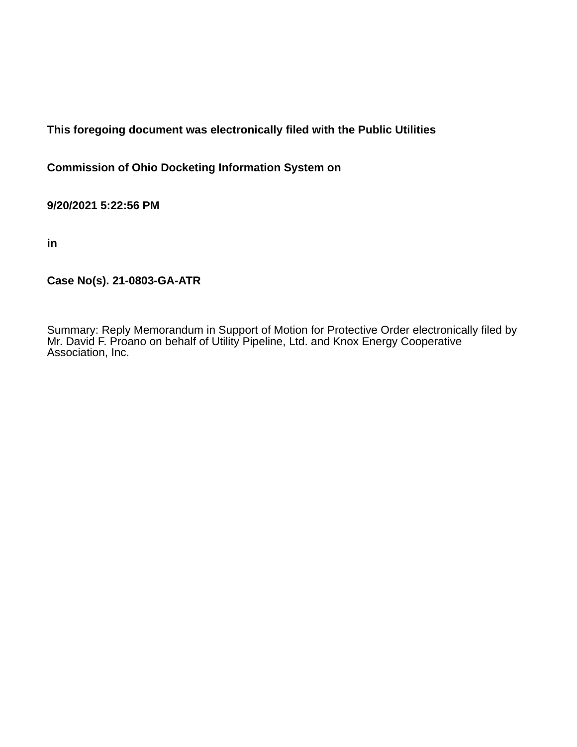**This foregoing document was electronically filed with the Public Utilities**

**Commission of Ohio Docketing Information System on**

**9/20/2021 5:22:56 PM**

**in**

**Case No(s). 21-0803-GA-ATR**

Summary: Reply Memorandum in Support of Motion for Protective Order electronically filed by Mr. David F. Proano on behalf of Utility Pipeline, Ltd. and Knox Energy Cooperative Association, Inc.